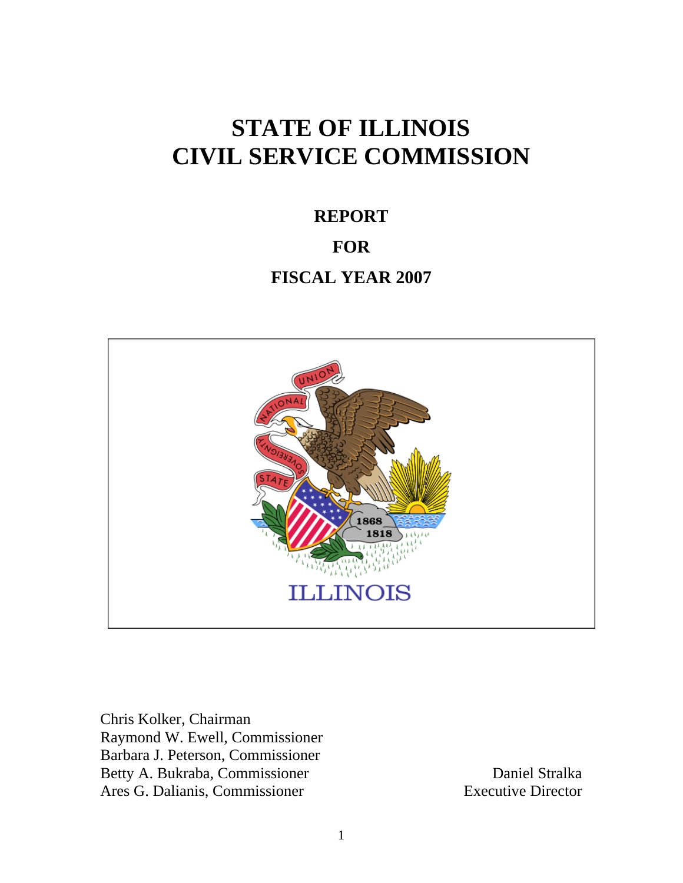# STATE OF ILLINOIS
# CIVIL SERVICE COMMISSION

## REPORT

## FOR

## FISCAL YEAR 2007

Chris Kolker, Chairman
Raymond W. Ewell, Commissioner
Barbara J. Peterson, Commissioner
Betty A. Bukraba, Commissioner
Ares G. Dalianis, Commissioner

Daniel Stralka
Executive Director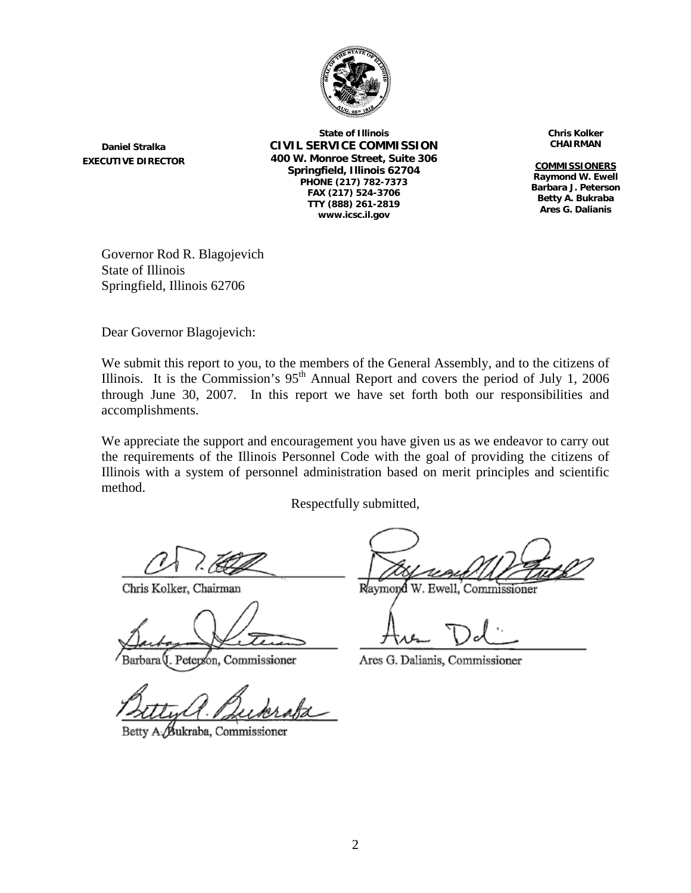**Daniel Stralka**
**EXECUTIVE DIRECTOR**

**State of Illinois**
**CIVIL SERVICE COMMISSION**
**400 W. Monroe Street, Suite 306**
**Springfield, Illinois 62704**
**PHONE (217) 782-7373**
**FAX (217) 524-3706**
**TTY (888) 261-2819**
**www.icsc.il.gov**

**Chris Kolker**
**CHAIRMAN**

**COMMISSIONERS**
**Raymond W. Ewell**
**Barbara J. Peterson**
**Betty A. Bukraba**
**Ares G. Dalianis**

Governor Rod R. Blagojevich
State of Illinois
Springfield, Illinois 62706

Dear Governor Blagojevich:

We submit this report to you, to the members of the General Assembly, and to the citizens of Illinois. It is the Commission's 95th Annual Report and covers the period of July 1, 2006 through June 30, 2007. In this report we have set forth both our responsibilities and accomplishments.

We appreciate the support and encouragement you have given us as we endeavor to carry out the requirements of the Illinois Personnel Code with the goal of providing the citizens of Illinois with a system of personnel administration based on merit principles and scientific method.

Respectfully submitted,

Chris Kolker, Chairman

Raymond W. Ewell, Commissioner

Barbara J. Peterson, Commissioner

Ares G. Dalianis, Commissioner

Betty A. Bukraba, Commissioner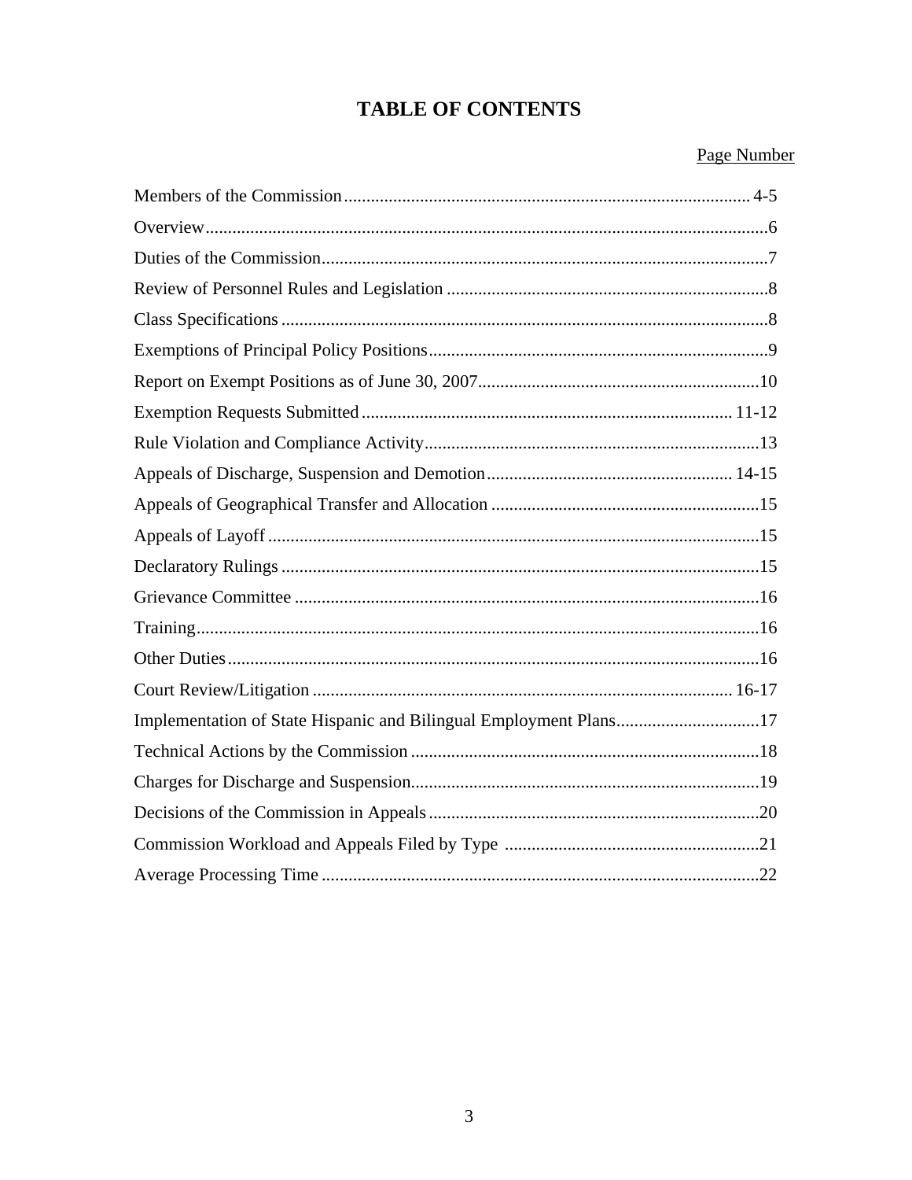# TABLE OF CONTENTS

| | Page Number |
|---|---|
| Members of the Commission | 4-5 |
| Overview | 6 |
| Duties of the Commission | 7 |
| Review of Personnel Rules and Legislation | 8 |
| Class Specifications | 8 |
| Exemptions of Principal Policy Positions | 9 |
| Report on Exempt Positions as of June 30, 2007 | 10 |
| Exemption Requests Submitted | 11-12 |
| Rule Violation and Compliance Activity | 13 |
| Appeals of Discharge, Suspension and Demotion | 14-15 |
| Appeals of Geographical Transfer and Allocation | 15 |
| Appeals of Layoff | 15 |
| Declaratory Rulings | 15 |
| Grievance Committee | 16 |
| Training | 16 |
| Other Duties | 16 |
| Court Review/Litigation | 16-17 |
| Implementation of State Hispanic and Bilingual Employment Plans | 17 |
| Technical Actions by the Commission | 18 |
| Charges for Discharge and Suspension | 19 |
| Decisions of the Commission in Appeals | 20 |
| Commission Workload and Appeals Filed by Type | 21 |
| Average Processing Time | 22 |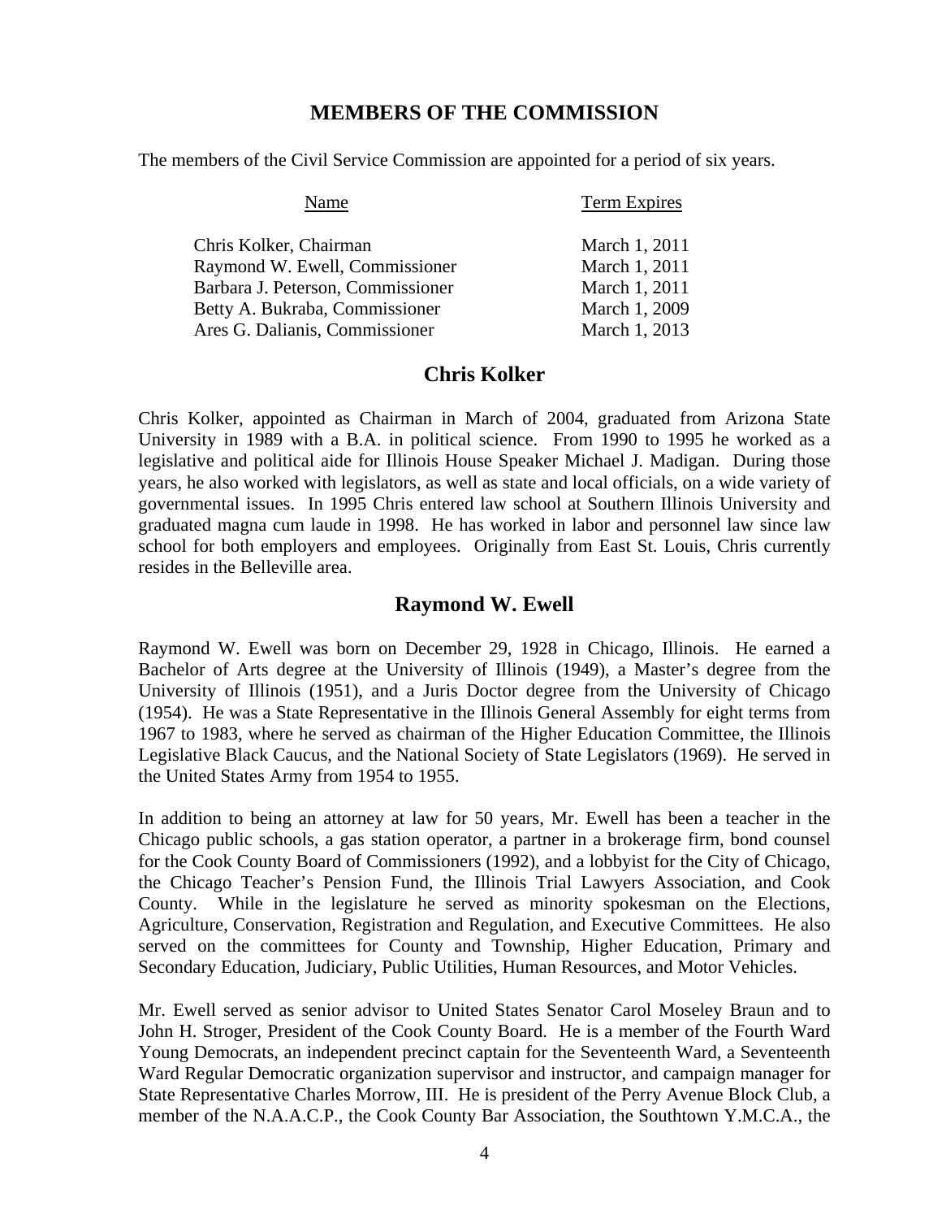## MEMBERS OF THE COMMISSION

The members of the Civil Service Commission are appointed for a period of six years.

| Name | Term Expires |
|---|---|
| Chris Kolker, Chairman | March 1, 2011 |
| Raymond W. Ewell, Commissioner | March 1, 2011 |
| Barbara J. Peterson, Commissioner | March 1, 2011 |
| Betty A. Bukraba, Commissioner | March 1, 2009 |
| Ares G. Dalianis, Commissioner | March 1, 2013 |

## Chris Kolker

Chris Kolker, appointed as Chairman in March of 2004, graduated from Arizona State University in 1989 with a B.A. in political science. From 1990 to 1995 he worked as a legislative and political aide for Illinois House Speaker Michael J. Madigan. During those years, he also worked with legislators, as well as state and local officials, on a wide variety of governmental issues. In 1995 Chris entered law school at Southern Illinois University and graduated magna cum laude in 1998. He has worked in labor and personnel law since law school for both employers and employees. Originally from East St. Louis, Chris currently resides in the Belleville area.

## Raymond W. Ewell

Raymond W. Ewell was born on December 29, 1928 in Chicago, Illinois. He earned a Bachelor of Arts degree at the University of Illinois (1949), a Master's degree from the University of Illinois (1951), and a Juris Doctor degree from the University of Chicago (1954). He was a State Representative in the Illinois General Assembly for eight terms from 1967 to 1983, where he served as chairman of the Higher Education Committee, the Illinois Legislative Black Caucus, and the National Society of State Legislators (1969). He served in the United States Army from 1954 to 1955.

In addition to being an attorney at law for 50 years, Mr. Ewell has been a teacher in the Chicago public schools, a gas station operator, a partner in a brokerage firm, bond counsel for the Cook County Board of Commissioners (1992), and a lobbyist for the City of Chicago, the Chicago Teacher's Pension Fund, the Illinois Trial Lawyers Association, and Cook County. While in the legislature he served as minority spokesman on the Elections, Agriculture, Conservation, Registration and Regulation, and Executive Committees. He also served on the committees for County and Township, Higher Education, Primary and Secondary Education, Judiciary, Public Utilities, Human Resources, and Motor Vehicles.

Mr. Ewell served as senior advisor to United States Senator Carol Moseley Braun and to John H. Stroger, President of the Cook County Board. He is a member of the Fourth Ward Young Democrats, an independent precinct captain for the Seventeenth Ward, a Seventeenth Ward Regular Democratic organization supervisor and instructor, and campaign manager for State Representative Charles Morrow, III. He is president of the Perry Avenue Block Club, a member of the N.A.A.C.P., the Cook County Bar Association, the Southtown Y.M.C.A., the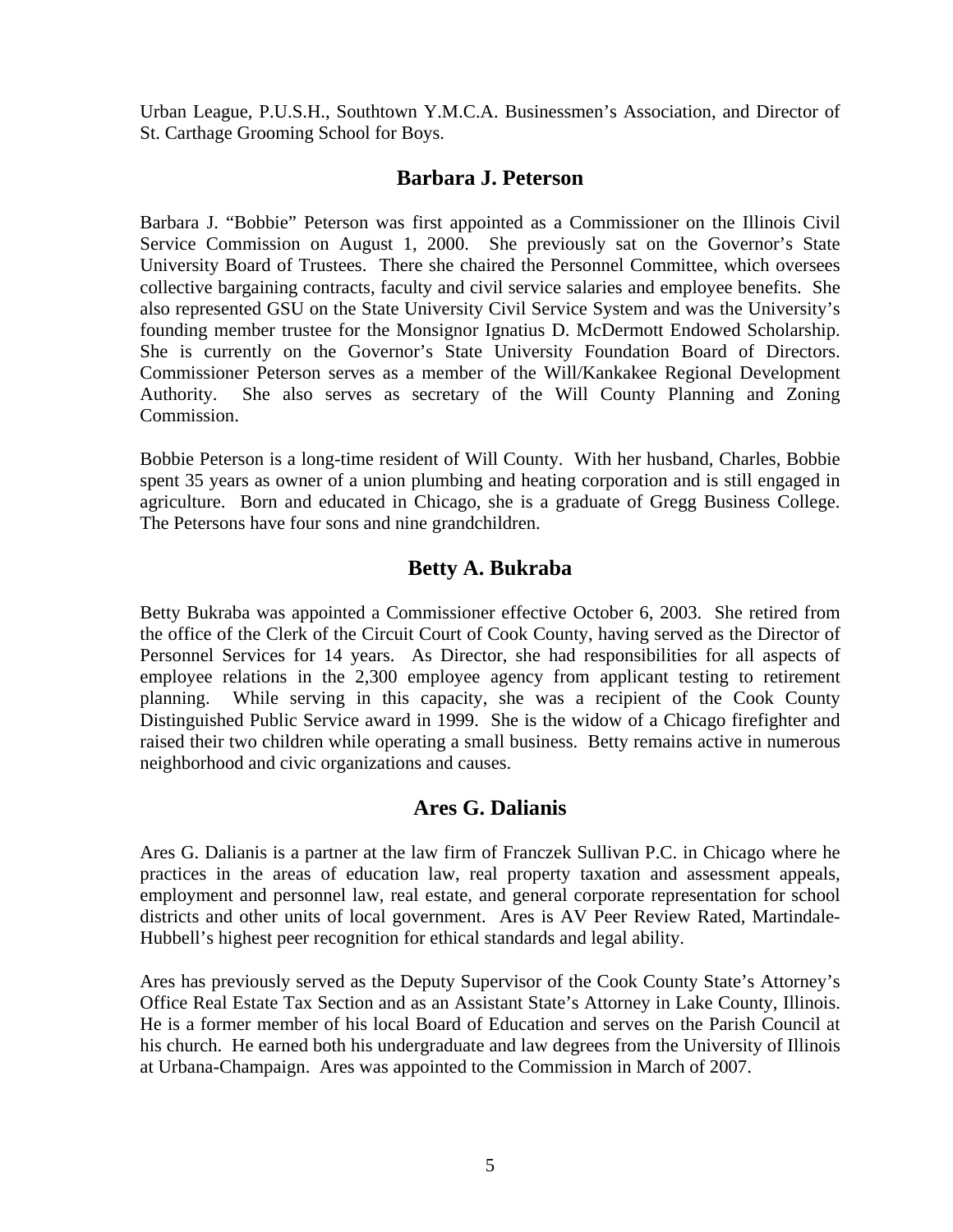Urban League, P.U.S.H., Southtown Y.M.C.A. Businessmen's Association, and Director of St. Carthage Grooming School for Boys.

## Barbara J. Peterson

Barbara J. "Bobbie" Peterson was first appointed as a Commissioner on the Illinois Civil Service Commission on August 1, 2000. She previously sat on the Governor's State University Board of Trustees. There she chaired the Personnel Committee, which oversees collective bargaining contracts, faculty and civil service salaries and employee benefits. She also represented GSU on the State University Civil Service System and was the University's founding member trustee for the Monsignor Ignatius D. McDermott Endowed Scholarship. She is currently on the Governor's State University Foundation Board of Directors. Commissioner Peterson serves as a member of the Will/Kankakee Regional Development Authority. She also serves as secretary of the Will County Planning and Zoning Commission.

Bobbie Peterson is a long-time resident of Will County. With her husband, Charles, Bobbie spent 35 years as owner of a union plumbing and heating corporation and is still engaged in agriculture. Born and educated in Chicago, she is a graduate of Gregg Business College. The Petersons have four sons and nine grandchildren.

## Betty A. Bukraba

Betty Bukraba was appointed a Commissioner effective October 6, 2003. She retired from the office of the Clerk of the Circuit Court of Cook County, having served as the Director of Personnel Services for 14 years. As Director, she had responsibilities for all aspects of employee relations in the 2,300 employee agency from applicant testing to retirement planning. While serving in this capacity, she was a recipient of the Cook County Distinguished Public Service award in 1999. She is the widow of a Chicago firefighter and raised their two children while operating a small business. Betty remains active in numerous neighborhood and civic organizations and causes.

## Ares G. Dalianis

Ares G. Dalianis is a partner at the law firm of Franczek Sullivan P.C. in Chicago where he practices in the areas of education law, real property taxation and assessment appeals, employment and personnel law, real estate, and general corporate representation for school districts and other units of local government. Ares is AV Peer Review Rated, Martindale-Hubbell's highest peer recognition for ethical standards and legal ability.

Ares has previously served as the Deputy Supervisor of the Cook County State's Attorney's Office Real Estate Tax Section and as an Assistant State's Attorney in Lake County, Illinois. He is a former member of his local Board of Education and serves on the Parish Council at his church. He earned both his undergraduate and law degrees from the University of Illinois at Urbana-Champaign. Ares was appointed to the Commission in March of 2007.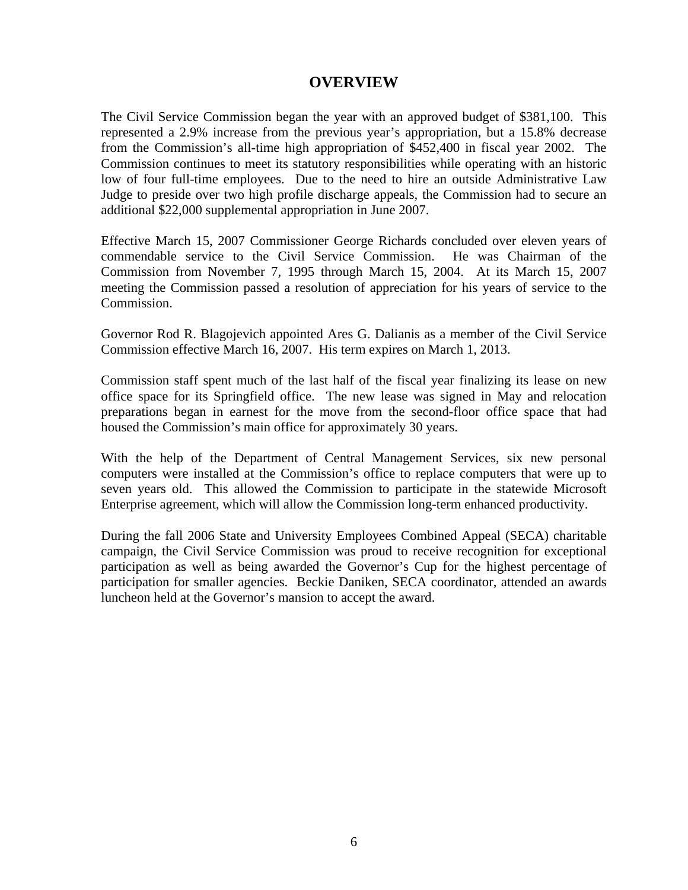# OVERVIEW

The Civil Service Commission began the year with an approved budget of $381,100. This represented a 2.9% increase from the previous year's appropriation, but a 15.8% decrease from the Commission's all-time high appropriation of $452,400 in fiscal year 2002. The Commission continues to meet its statutory responsibilities while operating with an historic low of four full-time employees. Due to the need to hire an outside Administrative Law Judge to preside over two high profile discharge appeals, the Commission had to secure an additional $22,000 supplemental appropriation in June 2007.

Effective March 15, 2007 Commissioner George Richards concluded over eleven years of commendable service to the Civil Service Commission. He was Chairman of the Commission from November 7, 1995 through March 15, 2004. At its March 15, 2007 meeting the Commission passed a resolution of appreciation for his years of service to the Commission.

Governor Rod R. Blagojevich appointed Ares G. Dalianis as a member of the Civil Service Commission effective March 16, 2007. His term expires on March 1, 2013.

Commission staff spent much of the last half of the fiscal year finalizing its lease on new office space for its Springfield office. The new lease was signed in May and relocation preparations began in earnest for the move from the second-floor office space that had housed the Commission's main office for approximately 30 years.

With the help of the Department of Central Management Services, six new personal computers were installed at the Commission's office to replace computers that were up to seven years old. This allowed the Commission to participate in the statewide Microsoft Enterprise agreement, which will allow the Commission long-term enhanced productivity.

During the fall 2006 State and University Employees Combined Appeal (SECA) charitable campaign, the Civil Service Commission was proud to receive recognition for exceptional participation as well as being awarded the Governor's Cup for the highest percentage of participation for smaller agencies. Beckie Daniken, SECA coordinator, attended an awards luncheon held at the Governor's mansion to accept the award.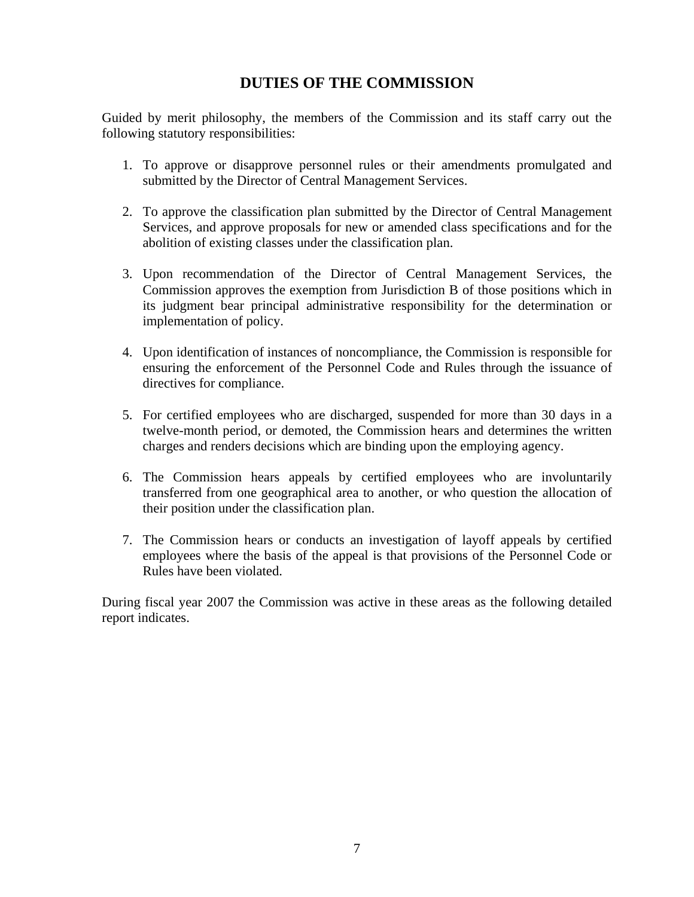# DUTIES OF THE COMMISSION

Guided by merit philosophy, the members of the Commission and its staff carry out the following statutory responsibilities:

1. To approve or disapprove personnel rules or their amendments promulgated and submitted by the Director of Central Management Services.

2. To approve the classification plan submitted by the Director of Central Management Services, and approve proposals for new or amended class specifications and for the abolition of existing classes under the classification plan.

3. Upon recommendation of the Director of Central Management Services, the Commission approves the exemption from Jurisdiction B of those positions which in its judgment bear principal administrative responsibility for the determination or implementation of policy.

4. Upon identification of instances of noncompliance, the Commission is responsible for ensuring the enforcement of the Personnel Code and Rules through the issuance of directives for compliance.

5. For certified employees who are discharged, suspended for more than 30 days in a twelve-month period, or demoted, the Commission hears and determines the written charges and renders decisions which are binding upon the employing agency.

6. The Commission hears appeals by certified employees who are involuntarily transferred from one geographical area to another, or who question the allocation of their position under the classification plan.

7. The Commission hears or conducts an investigation of layoff appeals by certified employees where the basis of the appeal is that provisions of the Personnel Code or Rules have been violated.

During fiscal year 2007 the Commission was active in these areas as the following detailed report indicates.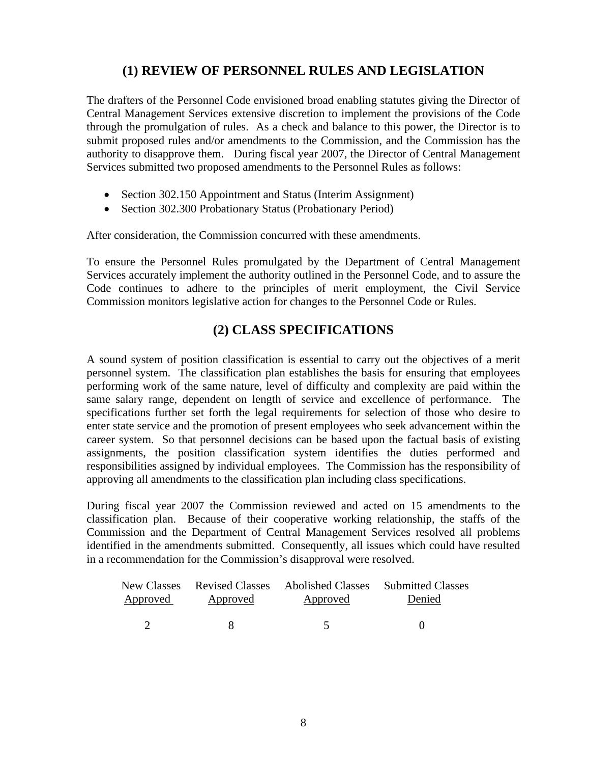## (1) REVIEW OF PERSONNEL RULES AND LEGISLATION

The drafters of the Personnel Code envisioned broad enabling statutes giving the Director of Central Management Services extensive discretion to implement the provisions of the Code through the promulgation of rules. As a check and balance to this power, the Director is to submit proposed rules and/or amendments to the Commission, and the Commission has the authority to disapprove them. During fiscal year 2007, the Director of Central Management Services submitted two proposed amendments to the Personnel Rules as follows:

- Section 302.150 Appointment and Status (Interim Assignment)
- Section 302.300 Probationary Status (Probationary Period)

After consideration, the Commission concurred with these amendments.

To ensure the Personnel Rules promulgated by the Department of Central Management Services accurately implement the authority outlined in the Personnel Code, and to assure the Code continues to adhere to the principles of merit employment, the Civil Service Commission monitors legislative action for changes to the Personnel Code or Rules.

## (2) CLASS SPECIFICATIONS

A sound system of position classification is essential to carry out the objectives of a merit personnel system. The classification plan establishes the basis for ensuring that employees performing work of the same nature, level of difficulty and complexity are paid within the same salary range, dependent on length of service and excellence of performance. The specifications further set forth the legal requirements for selection of those who desire to enter state service and the promotion of present employees who seek advancement within the career system. So that personnel decisions can be based upon the factual basis of existing assignments, the position classification system identifies the duties performed and responsibilities assigned by individual employees. The Commission has the responsibility of approving all amendments to the classification plan including class specifications.

During fiscal year 2007 the Commission reviewed and acted on 15 amendments to the classification plan. Because of their cooperative working relationship, the staffs of the Commission and the Department of Central Management Services resolved all problems identified in the amendments submitted. Consequently, all issues which could have resulted in a recommendation for the Commission's disapproval were resolved.

| New Classes Approved | Revised Classes Approved | Abolished Classes Approved | Submitted Classes Denied |
|---|---|---|---|
| 2 | 8 | 5 | 0 |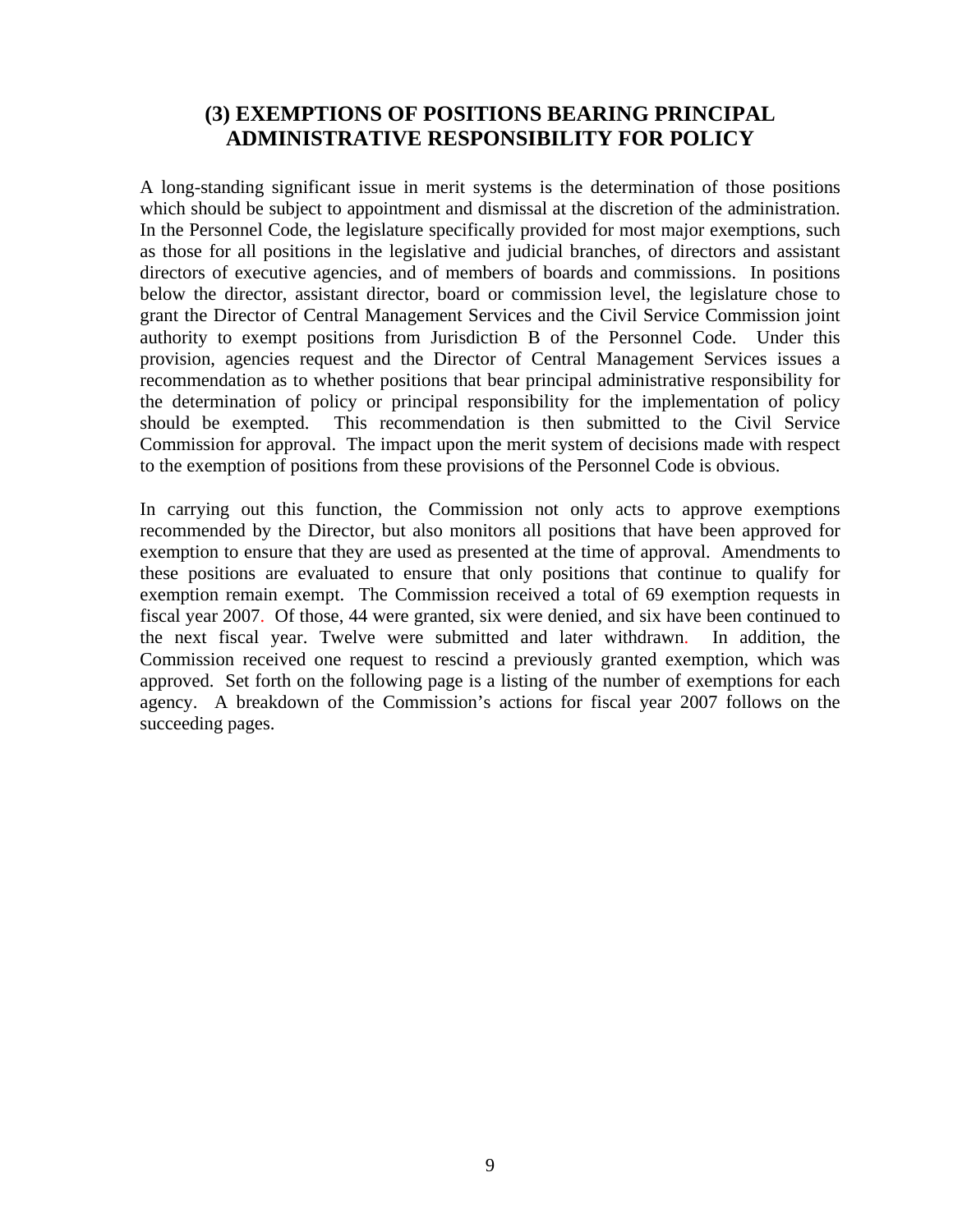## (3) EXEMPTIONS OF POSITIONS BEARING PRINCIPAL ADMINISTRATIVE RESPONSIBILITY FOR POLICY

A long-standing significant issue in merit systems is the determination of those positions which should be subject to appointment and dismissal at the discretion of the administration. In the Personnel Code, the legislature specifically provided for most major exemptions, such as those for all positions in the legislative and judicial branches, of directors and assistant directors of executive agencies, and of members of boards and commissions. In positions below the director, assistant director, board or commission level, the legislature chose to grant the Director of Central Management Services and the Civil Service Commission joint authority to exempt positions from Jurisdiction B of the Personnel Code. Under this provision, agencies request and the Director of Central Management Services issues a recommendation as to whether positions that bear principal administrative responsibility for the determination of policy or principal responsibility for the implementation of policy should be exempted. This recommendation is then submitted to the Civil Service Commission for approval. The impact upon the merit system of decisions made with respect to the exemption of positions from these provisions of the Personnel Code is obvious.

In carrying out this function, the Commission not only acts to approve exemptions recommended by the Director, but also monitors all positions that have been approved for exemption to ensure that they are used as presented at the time of approval. Amendments to these positions are evaluated to ensure that only positions that continue to qualify for exemption remain exempt. The Commission received a total of 69 exemption requests in fiscal year 2007. Of those, 44 were granted, six were denied, and six have been continued to the next fiscal year. Twelve were submitted and later withdrawn. In addition, the Commission received one request to rescind a previously granted exemption, which was approved. Set forth on the following page is a listing of the number of exemptions for each agency. A breakdown of the Commission's actions for fiscal year 2007 follows on the succeeding pages.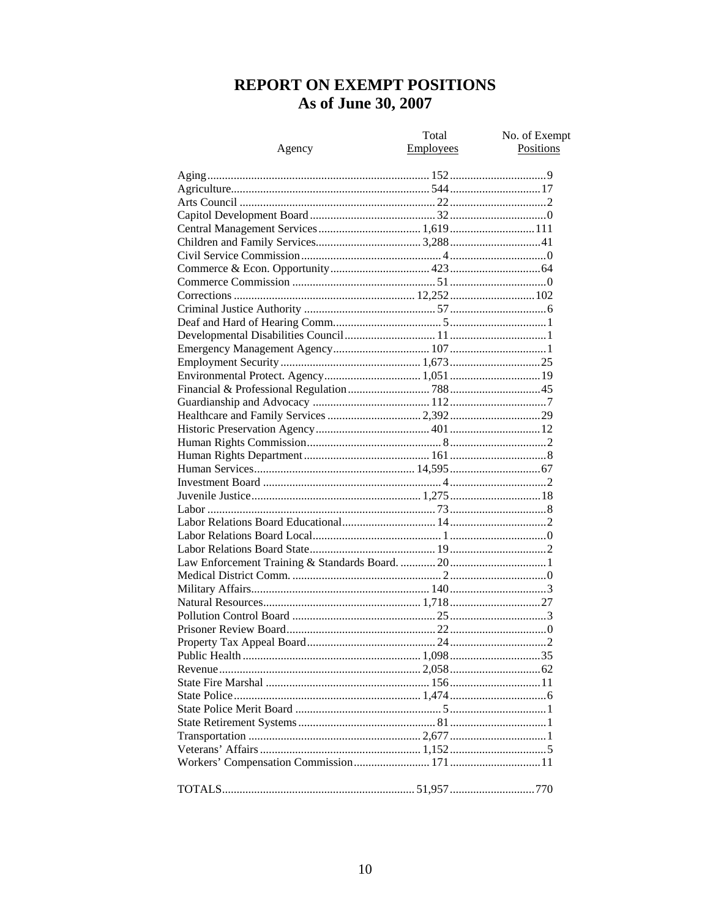# REPORT ON EXEMPT POSITIONS
## As of June 30, 2007

| Agency | Total Employees | No. of Exempt Positions |
|---|---|---|
| Aging | 152 | 9 |
| Agriculture | 544 | 17 |
| Arts Council | 22 | 2 |
| Capitol Development Board | 32 | 0 |
| Central Management Services | 1,619 | 111 |
| Children and Family Services | 3,288 | 41 |
| Civil Service Commission | 4 | 0 |
| Commerce & Econ. Opportunity | 423 | 64 |
| Commerce Commission | 51 | 0 |
| Corrections | 12,252 | 102 |
| Criminal Justice Authority | 57 | 6 |
| Deaf and Hard of Hearing Comm. | 5 | 1 |
| Developmental Disabilities Council | 11 | 1 |
| Emergency Management Agency | 107 | 1 |
| Employment Security | 1,673 | 25 |
| Environmental Protect. Agency | 1,051 | 19 |
| Financial & Professional Regulation | 788 | 45 |
| Guardianship and Advocacy | 112 | 7 |
| Healthcare and Family Services | 2,392 | 29 |
| Historic Preservation Agency | 401 | 12 |
| Human Rights Commission | 8 | 2 |
| Human Rights Department | 161 | 8 |
| Human Services | 14,595 | 67 |
| Investment Board | 4 | 2 |
| Juvenile Justice | 1,275 | 18 |
| Labor | 73 | 8 |
| Labor Relations Board Educational | 14 | 2 |
| Labor Relations Board Local | 1 | 0 |
| Labor Relations Board State | 19 | 2 |
| Law Enforcement Training & Standards Board. | 20 | 1 |
| Medical District Comm. | 2 | 0 |
| Military Affairs | 140 | 3 |
| Natural Resources | 1,718 | 27 |
| Pollution Control Board | 25 | 3 |
| Prisoner Review Board | 22 | 0 |
| Property Tax Appeal Board | 24 | 2 |
| Public Health | 1,098 | 35 |
| Revenue | 2,058 | 62 |
| State Fire Marshal | 156 | 11 |
| State Police | 1,474 | 6 |
| State Police Merit Board | 5 | 1 |
| State Retirement Systems | 81 | 1 |
| Transportation | 2,677 | 1 |
| Veterans' Affairs | 1,152 | 5 |
| Workers' Compensation Commission | 171 | 11 |
| TOTALS | 51,957 | 770 |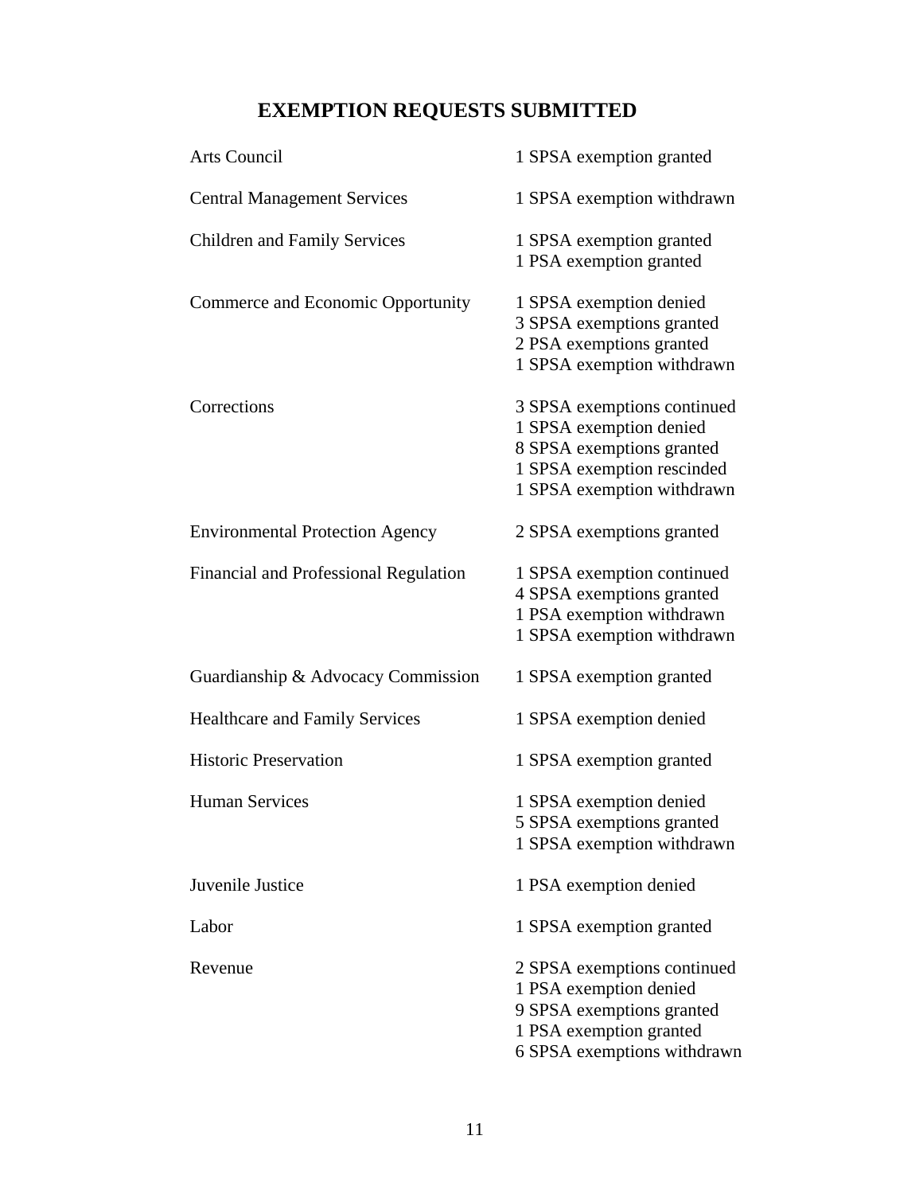# EXEMPTION REQUESTS SUBMITTED

| Agency | Exemption Requests |
| --- | --- |
| Arts Council | 1 SPSA exemption granted |
| Central Management Services | 1 SPSA exemption withdrawn |
| Children and Family Services | 1 SPSA exemption granted<br>1 PSA exemption granted |
| Commerce and Economic Opportunity | 1 SPSA exemption denied<br>3 SPSA exemptions granted<br>2 PSA exemptions granted<br>1 SPSA exemption withdrawn |
| Corrections | 3 SPSA exemptions continued<br>1 SPSA exemption denied<br>8 SPSA exemptions granted<br>1 SPSA exemption rescinded<br>1 SPSA exemption withdrawn |
| Environmental Protection Agency | 2 SPSA exemptions granted |
| Financial and Professional Regulation | 1 SPSA exemption continued<br>4 SPSA exemptions granted<br>1 PSA exemption withdrawn<br>1 SPSA exemption withdrawn |
| Guardianship & Advocacy Commission | 1 SPSA exemption granted |
| Healthcare and Family Services | 1 SPSA exemption denied |
| Historic Preservation | 1 SPSA exemption granted |
| Human Services | 1 SPSA exemption denied<br>5 SPSA exemptions granted<br>1 SPSA exemption withdrawn |
| Juvenile Justice | 1 PSA exemption denied |
| Labor | 1 SPSA exemption granted |
| Revenue | 2 SPSA exemptions continued<br>1 PSA exemption denied<br>9 SPSA exemptions granted<br>1 PSA exemption granted<br>6 SPSA exemptions withdrawn |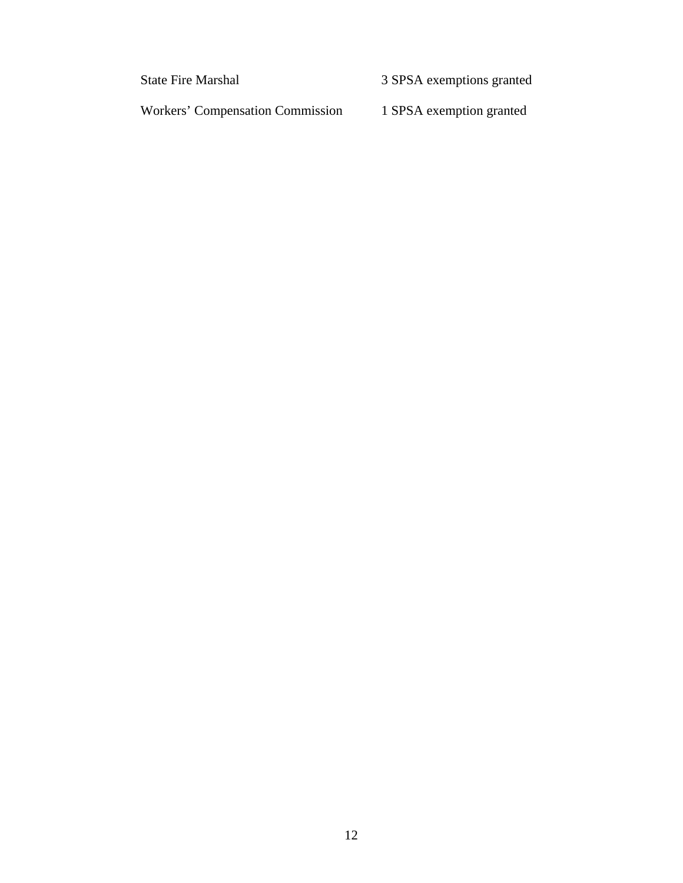| | |
|---|---|
| State Fire Marshal | 3 SPSA exemptions granted |
| Workers' Compensation Commission | 1 SPSA exemption granted |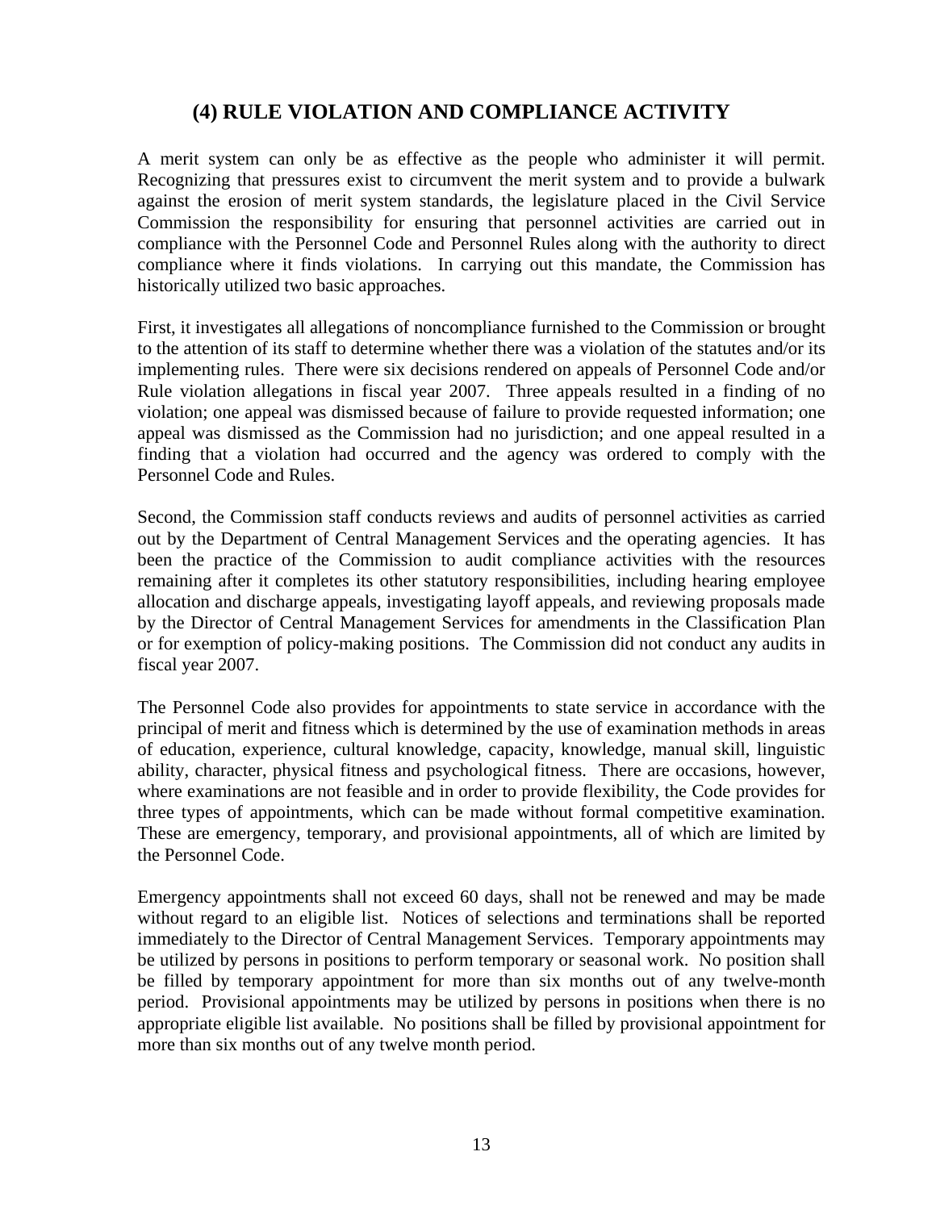## (4) RULE VIOLATION AND COMPLIANCE ACTIVITY

A merit system can only be as effective as the people who administer it will permit. Recognizing that pressures exist to circumvent the merit system and to provide a bulwark against the erosion of merit system standards, the legislature placed in the Civil Service Commission the responsibility for ensuring that personnel activities are carried out in compliance with the Personnel Code and Personnel Rules along with the authority to direct compliance where it finds violations. In carrying out this mandate, the Commission has historically utilized two basic approaches.

First, it investigates all allegations of noncompliance furnished to the Commission or brought to the attention of its staff to determine whether there was a violation of the statutes and/or its implementing rules. There were six decisions rendered on appeals of Personnel Code and/or Rule violation allegations in fiscal year 2007. Three appeals resulted in a finding of no violation; one appeal was dismissed because of failure to provide requested information; one appeal was dismissed as the Commission had no jurisdiction; and one appeal resulted in a finding that a violation had occurred and the agency was ordered to comply with the Personnel Code and Rules.

Second, the Commission staff conducts reviews and audits of personnel activities as carried out by the Department of Central Management Services and the operating agencies. It has been the practice of the Commission to audit compliance activities with the resources remaining after it completes its other statutory responsibilities, including hearing employee allocation and discharge appeals, investigating layoff appeals, and reviewing proposals made by the Director of Central Management Services for amendments in the Classification Plan or for exemption of policy-making positions. The Commission did not conduct any audits in fiscal year 2007.

The Personnel Code also provides for appointments to state service in accordance with the principal of merit and fitness which is determined by the use of examination methods in areas of education, experience, cultural knowledge, capacity, knowledge, manual skill, linguistic ability, character, physical fitness and psychological fitness. There are occasions, however, where examinations are not feasible and in order to provide flexibility, the Code provides for three types of appointments, which can be made without formal competitive examination. These are emergency, temporary, and provisional appointments, all of which are limited by the Personnel Code.

Emergency appointments shall not exceed 60 days, shall not be renewed and may be made without regard to an eligible list. Notices of selections and terminations shall be reported immediately to the Director of Central Management Services. Temporary appointments may be utilized by persons in positions to perform temporary or seasonal work. No position shall be filled by temporary appointment for more than six months out of any twelve-month period. Provisional appointments may be utilized by persons in positions when there is no appropriate eligible list available. No positions shall be filled by provisional appointment for more than six months out of any twelve month period.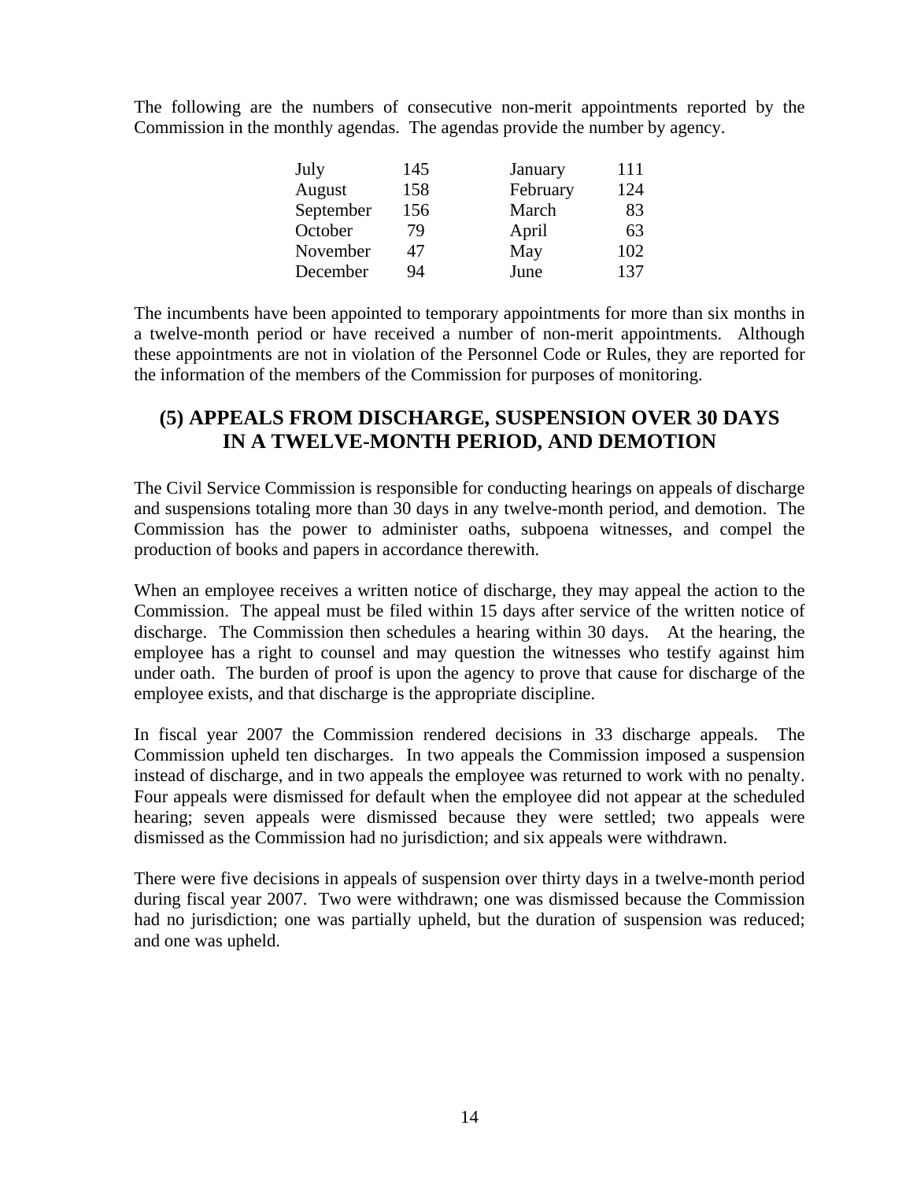The following are the numbers of consecutive non-merit appointments reported by the Commission in the monthly agendas. The agendas provide the number by agency.

| | | | |
|---|---|---|---|
| July | 145 | January | 111 |
| August | 158 | February | 124 |
| September | 156 | March | 83 |
| October | 79 | April | 63 |
| November | 47 | May | 102 |
| December | 94 | June | 137 |

The incumbents have been appointed to temporary appointments for more than six months in a twelve-month period or have received a number of non-merit appointments. Although these appointments are not in violation of the Personnel Code or Rules, they are reported for the information of the members of the Commission for purposes of monitoring.

## (5) APPEALS FROM DISCHARGE, SUSPENSION OVER 30 DAYS IN A TWELVE-MONTH PERIOD, AND DEMOTION

The Civil Service Commission is responsible for conducting hearings on appeals of discharge and suspensions totaling more than 30 days in any twelve-month period, and demotion. The Commission has the power to administer oaths, subpoena witnesses, and compel the production of books and papers in accordance therewith.

When an employee receives a written notice of discharge, they may appeal the action to the Commission. The appeal must be filed within 15 days after service of the written notice of discharge. The Commission then schedules a hearing within 30 days. At the hearing, the employee has a right to counsel and may question the witnesses who testify against him under oath. The burden of proof is upon the agency to prove that cause for discharge of the employee exists, and that discharge is the appropriate discipline.

In fiscal year 2007 the Commission rendered decisions in 33 discharge appeals. The Commission upheld ten discharges. In two appeals the Commission imposed a suspension instead of discharge, and in two appeals the employee was returned to work with no penalty. Four appeals were dismissed for default when the employee did not appear at the scheduled hearing; seven appeals were dismissed because they were settled; two appeals were dismissed as the Commission had no jurisdiction; and six appeals were withdrawn.

There were five decisions in appeals of suspension over thirty days in a twelve-month period during fiscal year 2007. Two were withdrawn; one was dismissed because the Commission had no jurisdiction; one was partially upheld, but the duration of suspension was reduced; and one was upheld.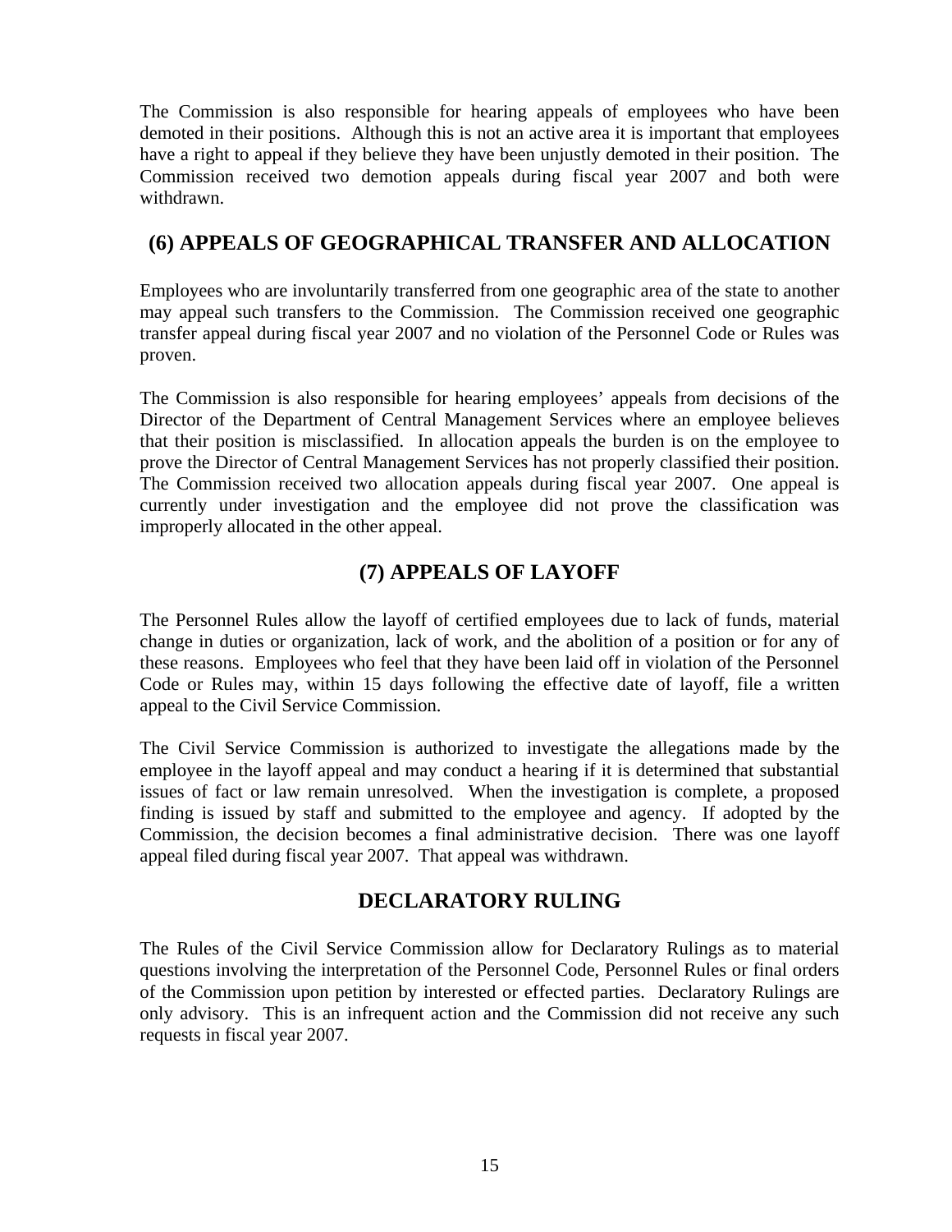The Commission is also responsible for hearing appeals of employees who have been demoted in their positions. Although this is not an active area it is important that employees have a right to appeal if they believe they have been unjustly demoted in their position. The Commission received two demotion appeals during fiscal year 2007 and both were withdrawn.

## (6) APPEALS OF GEOGRAPHICAL TRANSFER AND ALLOCATION

Employees who are involuntarily transferred from one geographic area of the state to another may appeal such transfers to the Commission. The Commission received one geographic transfer appeal during fiscal year 2007 and no violation of the Personnel Code or Rules was proven.

The Commission is also responsible for hearing employees' appeals from decisions of the Director of the Department of Central Management Services where an employee believes that their position is misclassified. In allocation appeals the burden is on the employee to prove the Director of Central Management Services has not properly classified their position. The Commission received two allocation appeals during fiscal year 2007. One appeal is currently under investigation and the employee did not prove the classification was improperly allocated in the other appeal.

## (7) APPEALS OF LAYOFF

The Personnel Rules allow the layoff of certified employees due to lack of funds, material change in duties or organization, lack of work, and the abolition of a position or for any of these reasons. Employees who feel that they have been laid off in violation of the Personnel Code or Rules may, within 15 days following the effective date of layoff, file a written appeal to the Civil Service Commission.

The Civil Service Commission is authorized to investigate the allegations made by the employee in the layoff appeal and may conduct a hearing if it is determined that substantial issues of fact or law remain unresolved. When the investigation is complete, a proposed finding is issued by staff and submitted to the employee and agency. If adopted by the Commission, the decision becomes a final administrative decision. There was one layoff appeal filed during fiscal year 2007. That appeal was withdrawn.

## DECLARATORY RULING

The Rules of the Civil Service Commission allow for Declaratory Rulings as to material questions involving the interpretation of the Personnel Code, Personnel Rules or final orders of the Commission upon petition by interested or effected parties. Declaratory Rulings are only advisory. This is an infrequent action and the Commission did not receive any such requests in fiscal year 2007.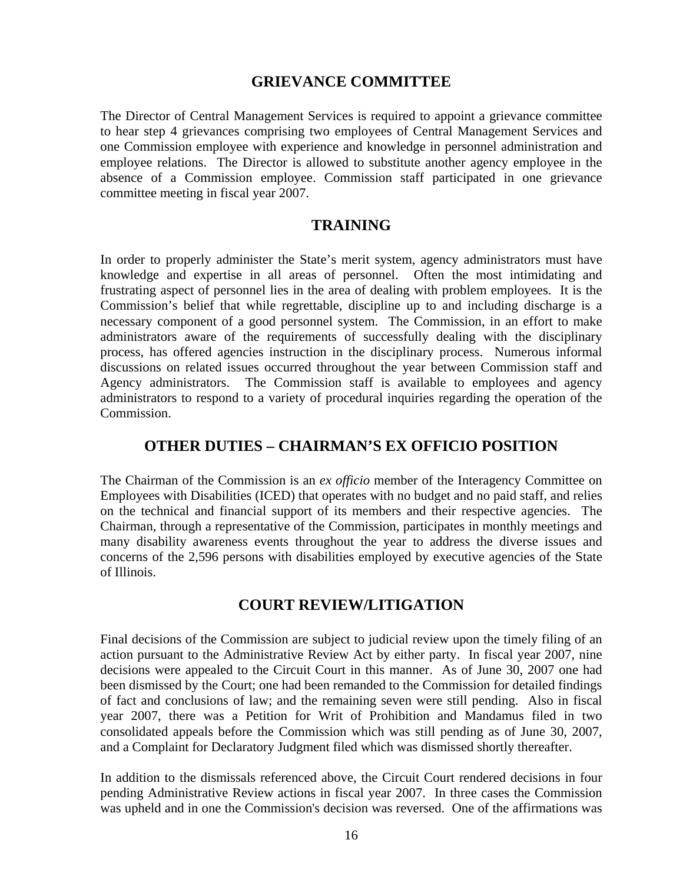## GRIEVANCE COMMITTEE

The Director of Central Management Services is required to appoint a grievance committee to hear step 4 grievances comprising two employees of Central Management Services and one Commission employee with experience and knowledge in personnel administration and employee relations. The Director is allowed to substitute another agency employee in the absence of a Commission employee. Commission staff participated in one grievance committee meeting in fiscal year 2007.

## TRAINING

In order to properly administer the State's merit system, agency administrators must have knowledge and expertise in all areas of personnel. Often the most intimidating and frustrating aspect of personnel lies in the area of dealing with problem employees. It is the Commission's belief that while regrettable, discipline up to and including discharge is a necessary component of a good personnel system. The Commission, in an effort to make administrators aware of the requirements of successfully dealing with the disciplinary process, has offered agencies instruction in the disciplinary process. Numerous informal discussions on related issues occurred throughout the year between Commission staff and Agency administrators. The Commission staff is available to employees and agency administrators to respond to a variety of procedural inquiries regarding the operation of the Commission.

## OTHER DUTIES – CHAIRMAN'S EX OFFICIO POSITION

The Chairman of the Commission is an *ex officio* member of the Interagency Committee on Employees with Disabilities (ICED) that operates with no budget and no paid staff, and relies on the technical and financial support of its members and their respective agencies. The Chairman, through a representative of the Commission, participates in monthly meetings and many disability awareness events throughout the year to address the diverse issues and concerns of the 2,596 persons with disabilities employed by executive agencies of the State of Illinois.

## COURT REVIEW/LITIGATION

Final decisions of the Commission are subject to judicial review upon the timely filing of an action pursuant to the Administrative Review Act by either party. In fiscal year 2007, nine decisions were appealed to the Circuit Court in this manner. As of June 30, 2007 one had been dismissed by the Court; one had been remanded to the Commission for detailed findings of fact and conclusions of law; and the remaining seven were still pending. Also in fiscal year 2007, there was a Petition for Writ of Prohibition and Mandamus filed in two consolidated appeals before the Commission which was still pending as of June 30, 2007, and a Complaint for Declaratory Judgment filed which was dismissed shortly thereafter.

In addition to the dismissals referenced above, the Circuit Court rendered decisions in four pending Administrative Review actions in fiscal year 2007. In three cases the Commission was upheld and in one the Commission's decision was reversed. One of the affirmations was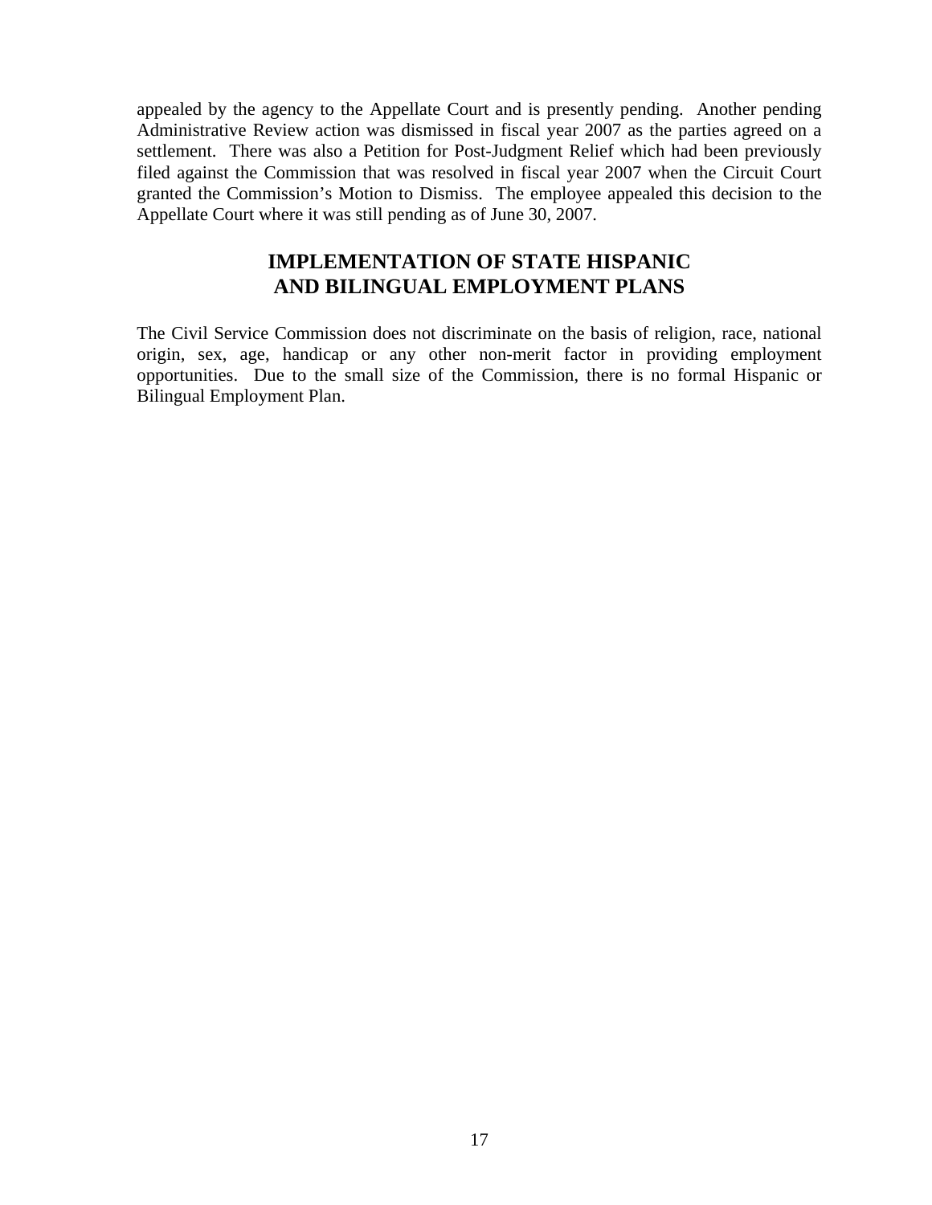appealed by the agency to the Appellate Court and is presently pending. Another pending Administrative Review action was dismissed in fiscal year 2007 as the parties agreed on a settlement. There was also a Petition for Post-Judgment Relief which had been previously filed against the Commission that was resolved in fiscal year 2007 when the Circuit Court granted the Commission's Motion to Dismiss. The employee appealed this decision to the Appellate Court where it was still pending as of June 30, 2007.

## IMPLEMENTATION OF STATE HISPANIC AND BILINGUAL EMPLOYMENT PLANS

The Civil Service Commission does not discriminate on the basis of religion, race, national origin, sex, age, handicap or any other non-merit factor in providing employment opportunities. Due to the small size of the Commission, there is no formal Hispanic or Bilingual Employment Plan.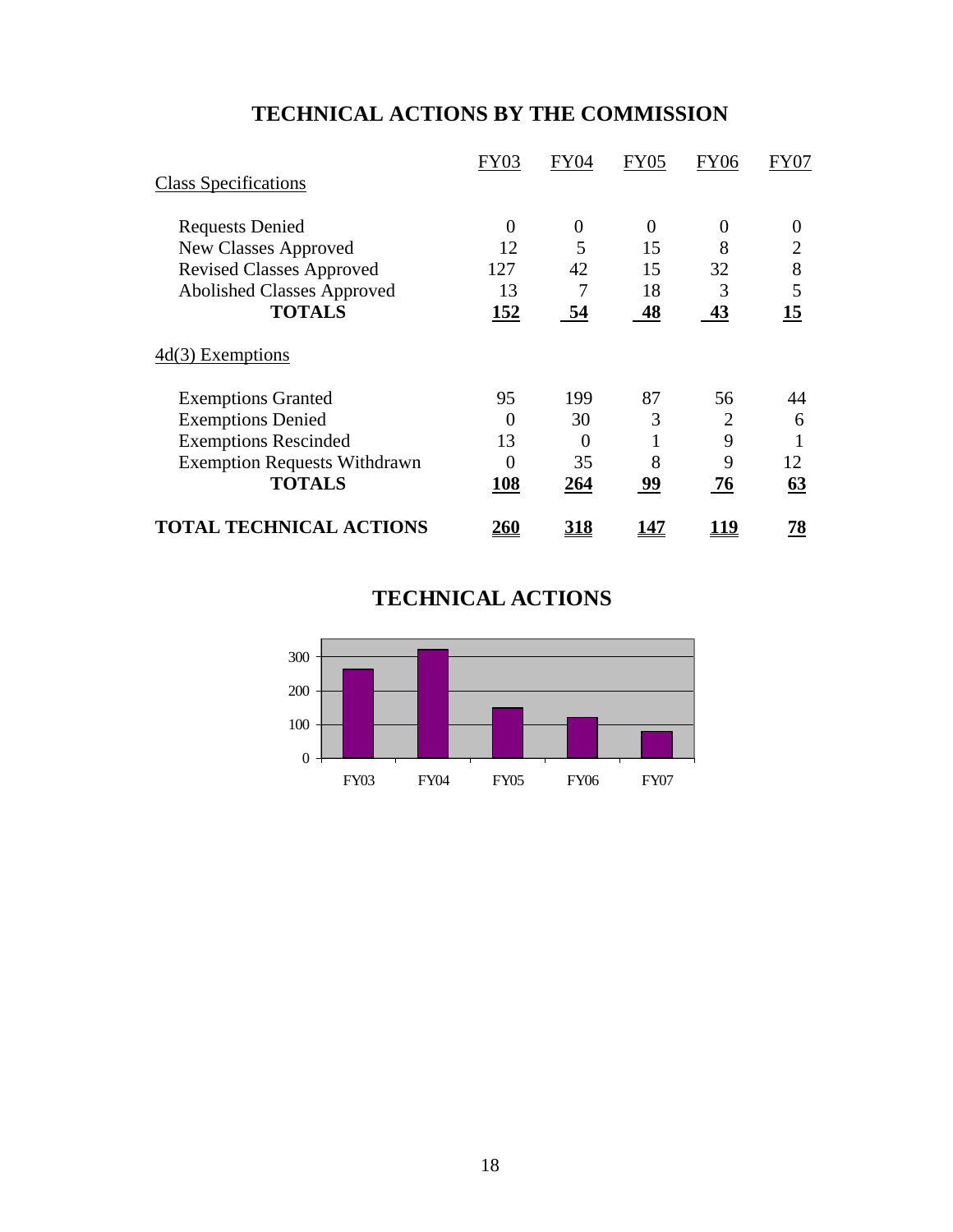# TECHNICAL ACTIONS BY THE COMMISSION

| | FY03 | FY04 | FY05 | FY06 | FY07 |
|---|---|---|---|---|---|
| Class Specifications | | | | | |
| Requests Denied | 0 | 0 | 0 | 0 | 0 |
| New Classes Approved | 12 | 5 | 15 | 8 | 2 |
| Revised Classes Approved | 127 | 42 | 15 | 32 | 8 |
| Abolished Classes Approved | 13 | 7 | 18 | 3 | 5 |
| **TOTALS** | **152** | **54** | **48** | **43** | **15** |
| 4d(3) Exemptions | | | | | |
| Exemptions Granted | 95 | 199 | 87 | 56 | 44 |
| Exemptions Denied | 0 | 30 | 3 | 2 | 6 |
| Exemptions Rescinded | 13 | 0 | 1 | 9 | 1 |
| Exemption Requests Withdrawn | 0 | 35 | 8 | 9 | 12 |
| **TOTALS** | **108** | **264** | **99** | **76** | **63** |
| **TOTAL TECHNICAL ACTIONS** | **260** | **318** | **147** | **119** | **78** |

## TECHNICAL ACTIONS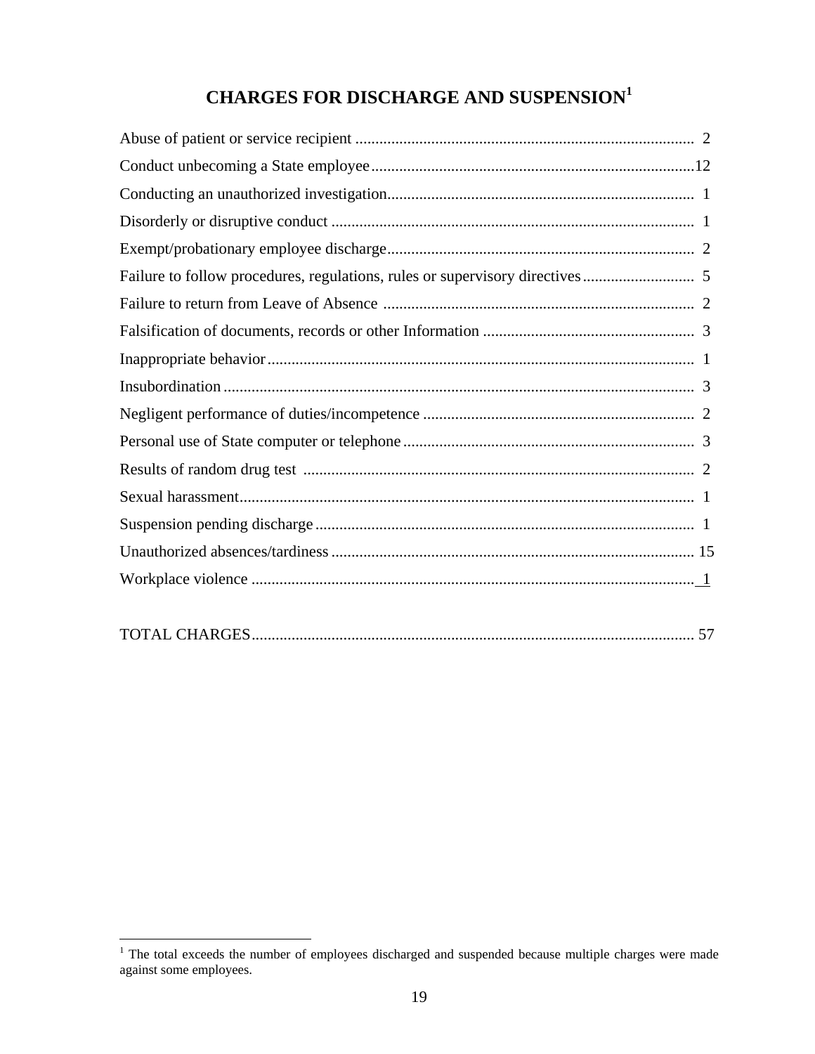# CHARGES FOR DISCHARGE AND SUSPENSION[1]

| Charge | Count |
|---|---|
| Abuse of patient or service recipient | 2 |
| Conduct unbecoming a State employee | 12 |
| Conducting an unauthorized investigation | 1 |
| Disorderly or disruptive conduct | 1 |
| Exempt/probationary employee discharge | 2 |
| Failure to follow procedures, regulations, rules or supervisory directives | 5 |
| Failure to return from Leave of Absence | 2 |
| Falsification of documents, records or other Information | 3 |
| Inappropriate behavior | 1 |
| Insubordination | 3 |
| Negligent performance of duties/incompetence | 2 |
| Personal use of State computer or telephone | 3 |
| Results of random drug test | 2 |
| Sexual harassment | 1 |
| Suspension pending discharge | 1 |
| Unauthorized absences/tardiness | 15 |
| Workplace violence | 1 |
| TOTAL CHARGES | 57 |

[1] The total exceeds the number of employees discharged and suspended because multiple charges were made against some employees.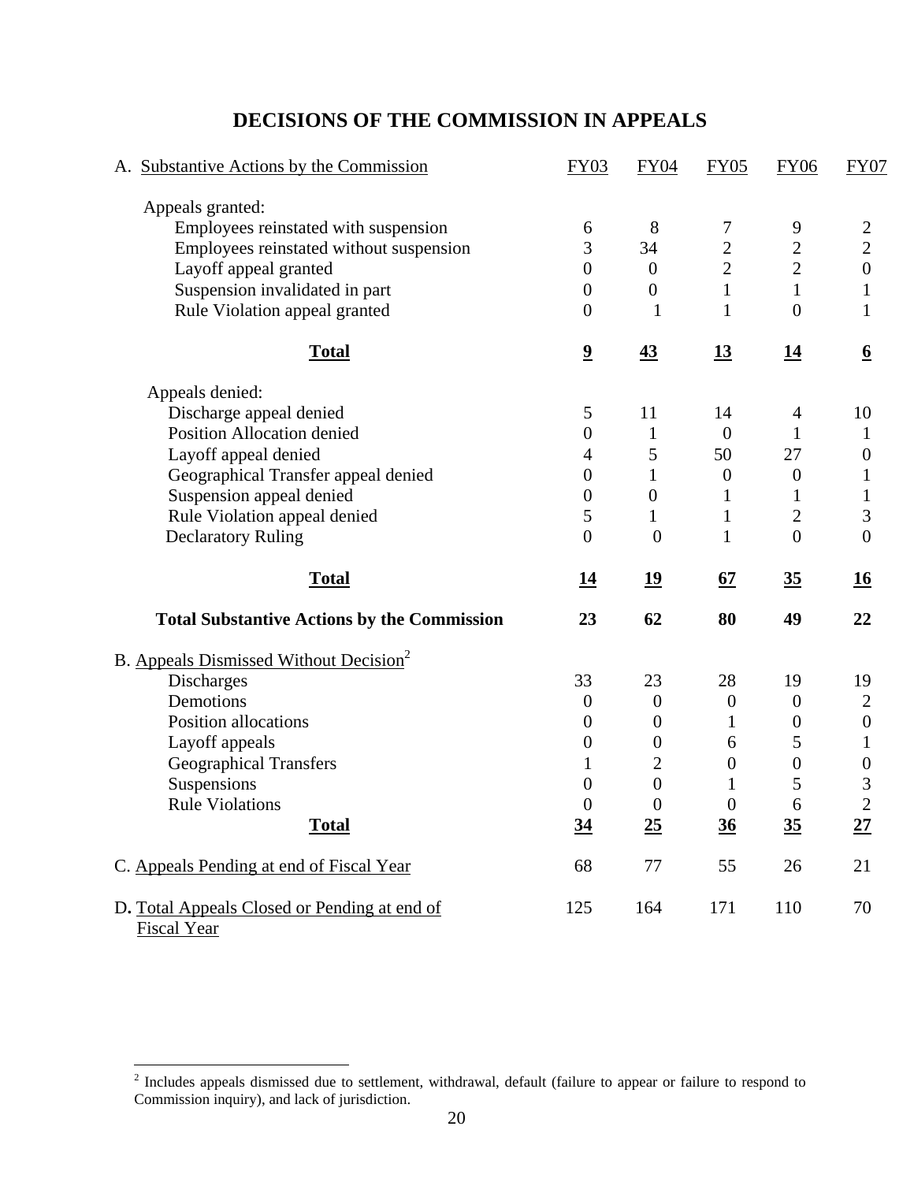# DECISIONS OF THE COMMISSION IN APPEALS

| A. Substantive Actions by the Commission | FY03 | FY04 | FY05 | FY06 | FY07 |
|---|---|---|---|---|---|
| Appeals granted: | | | | | |
| Employees reinstated with suspension | 6 | 8 | 7 | 9 | 2 |
| Employees reinstated without suspension | 3 | 34 | 2 | 2 | 2 |
| Layoff appeal granted | 0 | 0 | 2 | 2 | 0 |
| Suspension invalidated in part | 0 | 0 | 1 | 1 | 1 |
| Rule Violation appeal granted | 0 | 1 | 1 | 0 | 1 |
| **Total** | **9** | **43** | **13** | **14** | **6** |
| Appeals denied: | | | | | |
| Discharge appeal denied | 5 | 11 | 14 | 4 | 10 |
| Position Allocation denied | 0 | 1 | 0 | 1 | 1 |
| Layoff appeal denied | 4 | 5 | 50 | 27 | 0 |
| Geographical Transfer appeal denied | 0 | 1 | 0 | 0 | 1 |
| Suspension appeal denied | 0 | 0 | 1 | 1 | 1 |
| Rule Violation appeal denied | 5 | 1 | 1 | 2 | 3 |
| Declaratory Ruling | 0 | 0 | 1 | 0 | 0 |
| **Total** | **14** | **19** | **67** | **35** | **16** |
| **Total Substantive Actions by the Commission** | **23** | **62** | **80** | **49** | **22** |
| B. Appeals Dismissed Without Decision[2] | | | | | |
| Discharges | 33 | 23 | 28 | 19 | 19 |
| Demotions | 0 | 0 | 0 | 0 | 2 |
| Position allocations | 0 | 0 | 1 | 0 | 0 |
| Layoff appeals | 0 | 0 | 6 | 5 | 1 |
| Geographical Transfers | 1 | 2 | 0 | 0 | 0 |
| Suspensions | 0 | 0 | 1 | 5 | 3 |
| Rule Violations | 0 | 0 | 0 | 6 | 2 |
| **Total** | **34** | **25** | **36** | **35** | **27** |
| C. Appeals Pending at end of Fiscal Year | 68 | 77 | 55 | 26 | 21 |
| D. Total Appeals Closed or Pending at end of Fiscal Year | 125 | 164 | 171 | 110 | 70 |

[2] Includes appeals dismissed due to settlement, withdrawal, default (failure to appear or failure to respond to Commission inquiry), and lack of jurisdiction.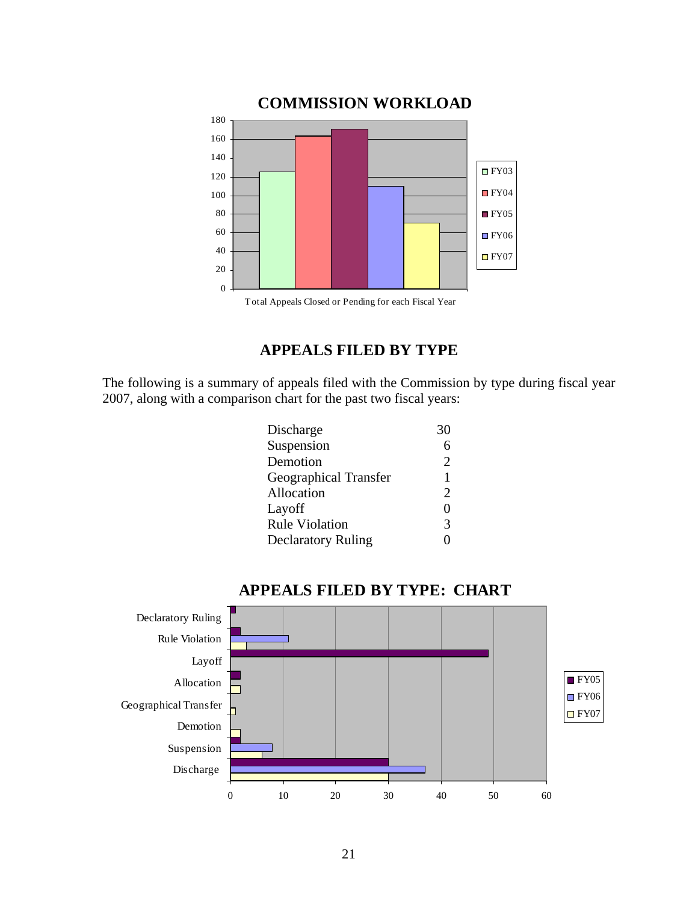## COMMISSION WORKLOAD

Total Appeals Closed or Pending for each Fiscal Year

## APPEALS FILED BY TYPE

The following is a summary of appeals filed with the Commission by type during fiscal year 2007, along with a comparison chart for the past two fiscal years:

| | |
|---|---|
| Discharge | 30 |
| Suspension | 6 |
| Demotion | 2 |
| Geographical Transfer | 1 |
| Allocation | 2 |
| Layoff | 0 |
| Rule Violation | 3 |
| Declaratory Ruling | 0 |

## APPEALS FILED BY TYPE: CHART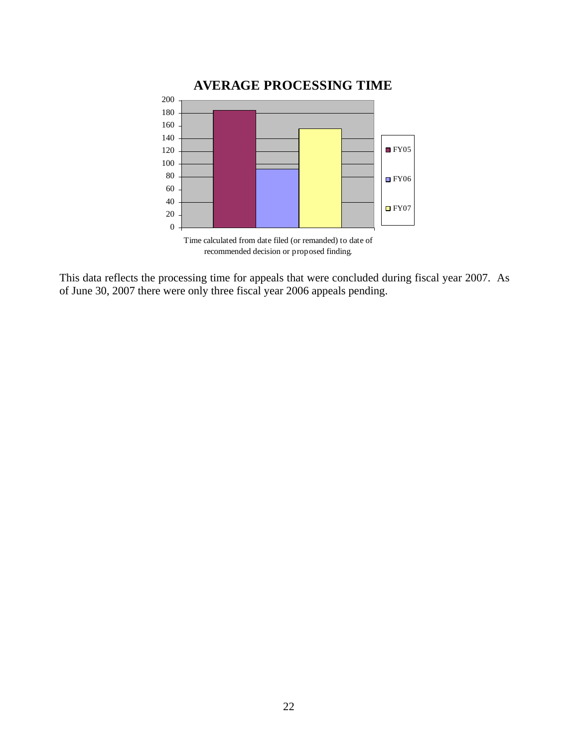## AVERAGE PROCESSING TIME

Time calculated from date filed (or remanded) to date of recommended decision or proposed finding.

This data reflects the processing time for appeals that were concluded during fiscal year 2007. As of June 30, 2007 there were only three fiscal year 2006 appeals pending.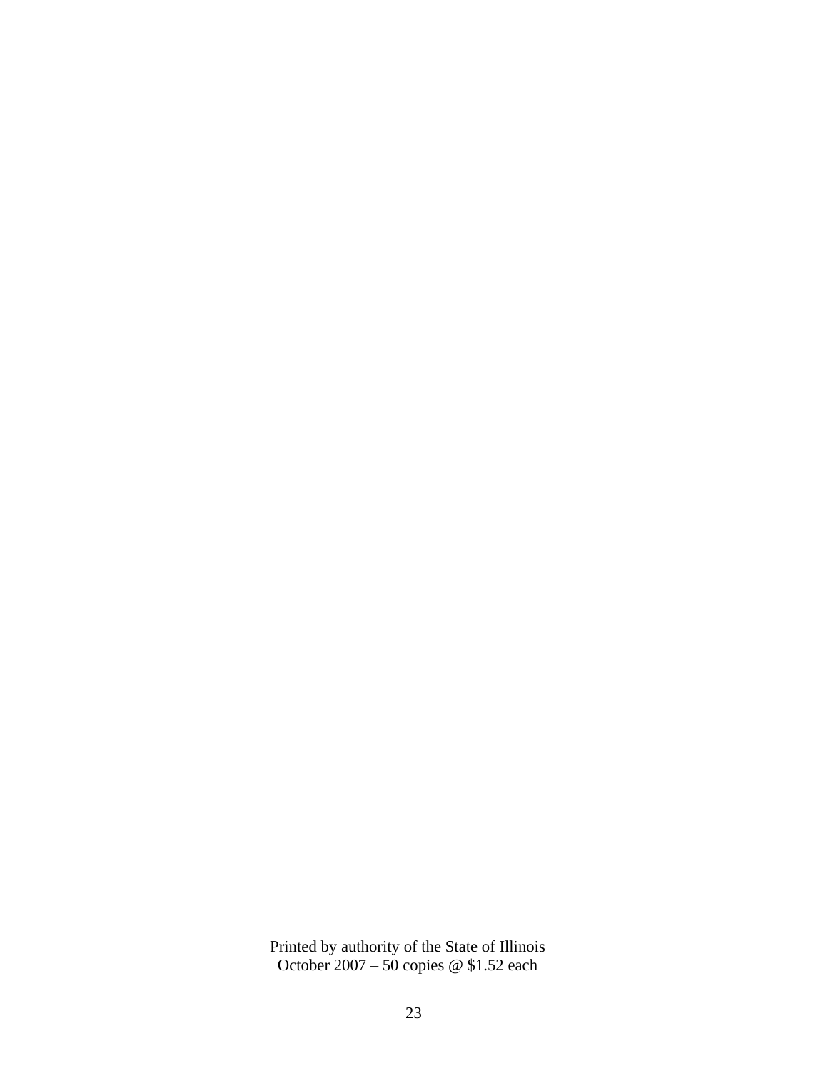Printed by authority of the State of Illinois
October 2007 – 50 copies @ $1.52 each